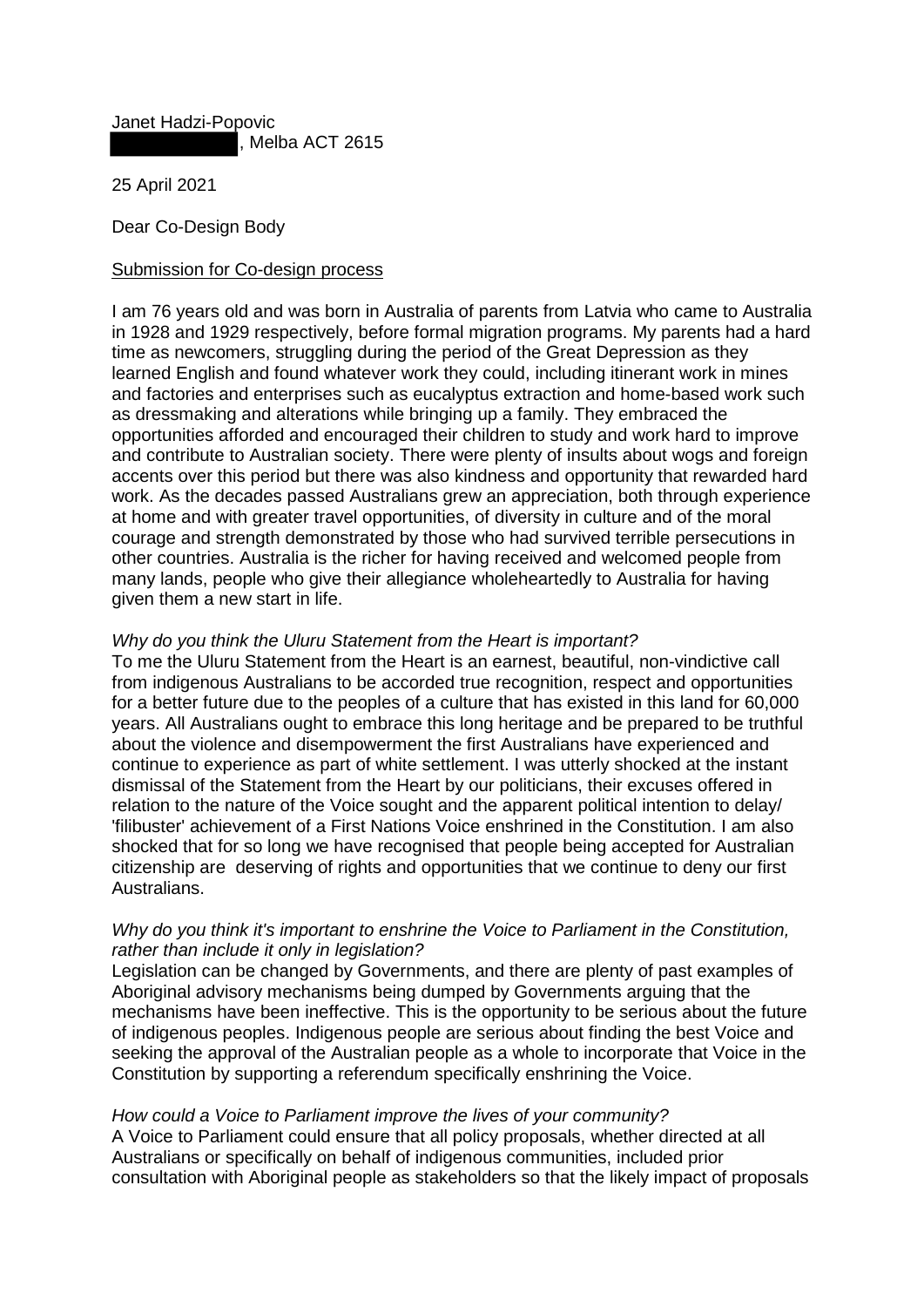Janet Hadzi-Popovic
████████, Melba ACT 2615

25 April 2021

Dear Co-Design Body

Submission for Co-design process

I am 76 years old and was born in Australia of parents from Latvia who came to Australia in 1928 and 1929 respectively, before formal migration programs. My parents had a hard time as newcomers, struggling during the period of the Great Depression as they learned English and found whatever work they could, including itinerant work in mines and factories and enterprises such as eucalyptus extraction and home-based work such as dressmaking and alterations while bringing up a family. They embraced the opportunities afforded and encouraged their children to study and work hard to improve and contribute to Australian society. There were plenty of insults about wogs and foreign accents over this period but there was also kindness and opportunity that rewarded hard work. As the decades passed Australians grew an appreciation, both through experience at home and with greater travel opportunities, of diversity in culture and of the moral courage and strength demonstrated by those who had survived terrible persecutions in other countries. Australia is the richer for having received and welcomed people from many lands, people who give their allegiance wholeheartedly to Australia for having given them a new start in life.

*Why do you think the Uluru Statement from the Heart is important?*

To me the Uluru Statement from the Heart is an earnest, beautiful, non-vindictive call from indigenous Australians to be accorded true recognition, respect and opportunities for a better future due to the peoples of a culture that has existed in this land for 60,000 years. All Australians ought to embrace this long heritage and be prepared to be truthful about the violence and disempowerment the first Australians have experienced and continue to experience as part of white settlement. I was utterly shocked at the instant dismissal of the Statement from the Heart by our politicians, their excuses offered in relation to the nature of the Voice sought and the apparent political intention to delay/ 'filibuster' achievement of a First Nations Voice enshrined in the Constitution. I am also shocked that for so long we have recognised that people being accepted for Australian citizenship are deserving of rights and opportunities that we continue to deny our first Australians.

*Why do you think it's important to enshrine the Voice to Parliament in the Constitution, rather than include it only in legislation?*

Legislation can be changed by Governments, and there are plenty of past examples of Aboriginal advisory mechanisms being dumped by Governments arguing that the mechanisms have been ineffective. This is the opportunity to be serious about the future of indigenous peoples. Indigenous people are serious about finding the best Voice and seeking the approval of the Australian people as a whole to incorporate that Voice in the Constitution by supporting a referendum specifically enshrining the Voice.

*How could a Voice to Parliament improve the lives of your community?*

A Voice to Parliament could ensure that all policy proposals, whether directed at all Australians or specifically on behalf of indigenous communities, included prior consultation with Aboriginal people as stakeholders so that the likely impact of proposals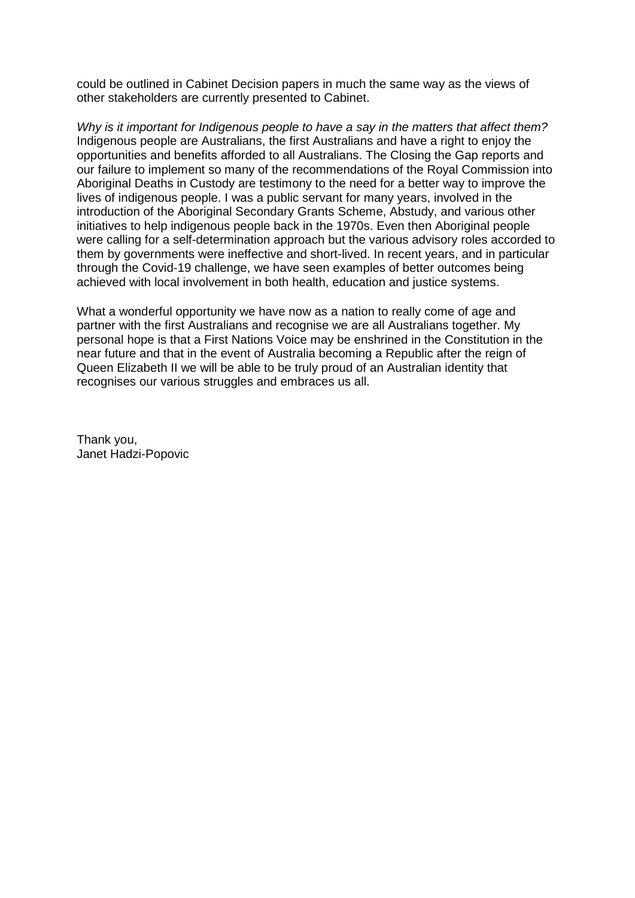could be outlined in Cabinet Decision papers in much the same way as the views of other stakeholders are currently presented to Cabinet.

*Why is it important for Indigenous people to have a say in the matters that affect them?* Indigenous people are Australians, the first Australians and have a right to enjoy the opportunities and benefits afforded to all Australians. The Closing the Gap reports and our failure to implement so many of the recommendations of the Royal Commission into Aboriginal Deaths in Custody are testimony to the need for a better way to improve the lives of indigenous people. I was a public servant for many years, involved in the introduction of the Aboriginal Secondary Grants Scheme, Abstudy, and various other initiatives to help indigenous people back in the 1970s. Even then Aboriginal people were calling for a self-determination approach but the various advisory roles accorded to them by governments were ineffective and short-lived. In recent years, and in particular through the Covid-19 challenge, we have seen examples of better outcomes being achieved with local involvement in both health, education and justice systems.

What a wonderful opportunity we have now as a nation to really come of age and partner with the first Australians and recognise we are all Australians together. My personal hope is that a First Nations Voice may be enshrined in the Constitution in the near future and that in the event of Australia becoming a Republic after the reign of Queen Elizabeth II we will be able to be truly proud of an Australian identity that recognises our various struggles and embraces us all.

Thank you,
Janet Hadzi-Popovic